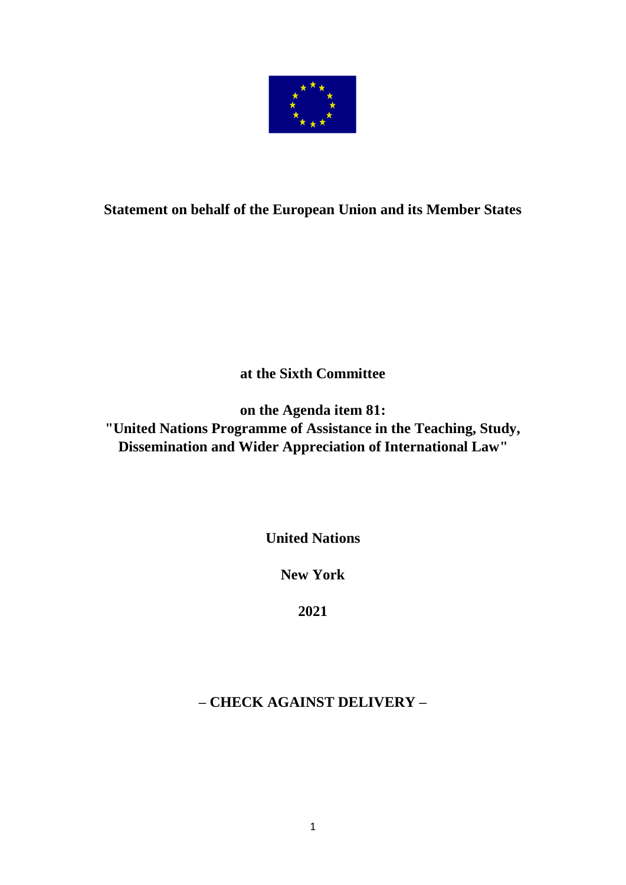**Statement on behalf of the European Union and its Member States**

**at the Sixth Committee**

**on the Agenda item 81:**
**"United Nations Programme of Assistance in the Teaching, Study, Dissemination and Wider Appreciation of International Law"**

**United Nations**

**New York**

**2021**

**– CHECK AGAINST DELIVERY –**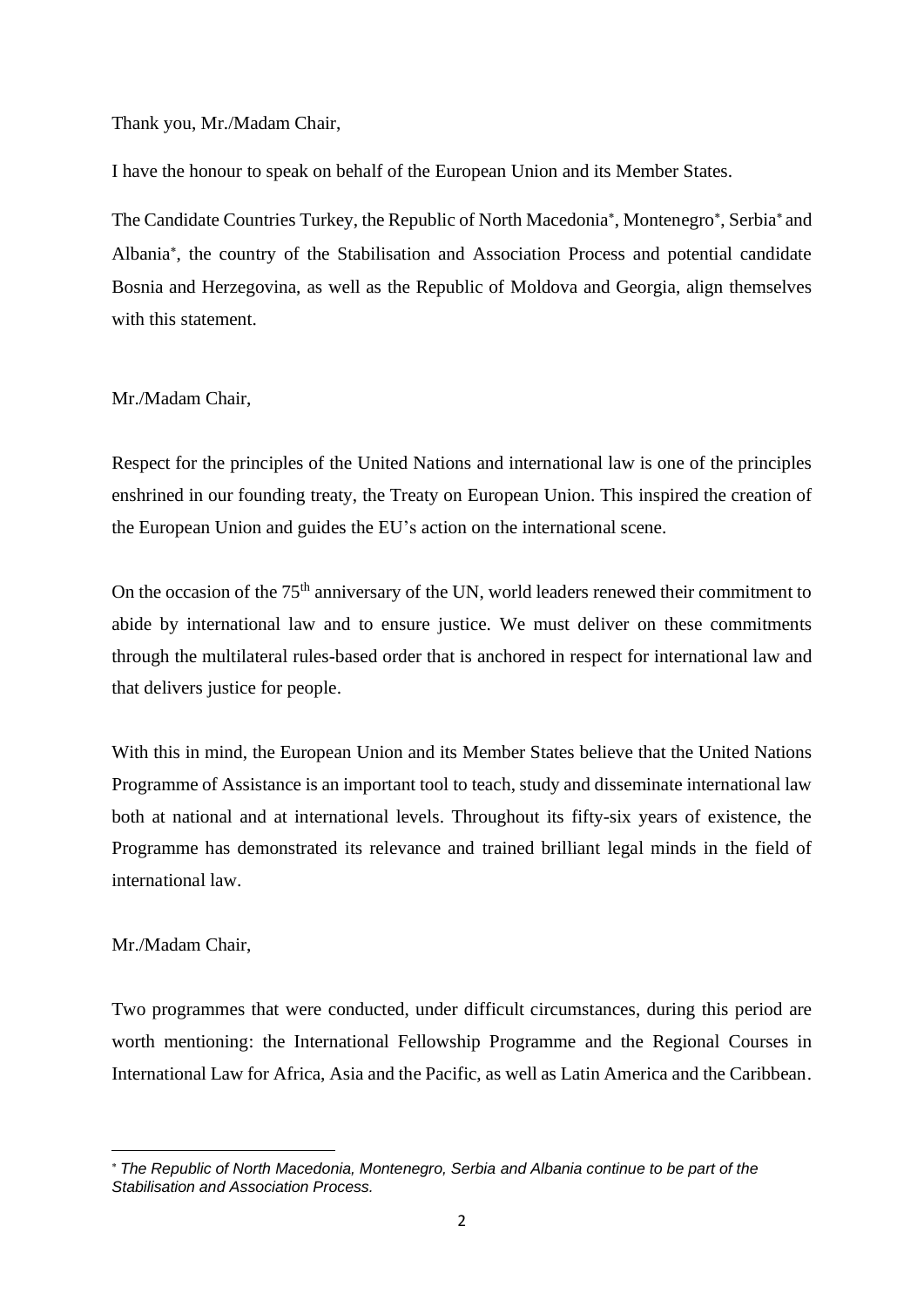Thank you, Mr./Madam Chair,

I have the honour to speak on behalf of the European Union and its Member States.

The Candidate Countries Turkey, the Republic of North Macedonia*, Montenegro*, Serbia* and Albania*, the country of the Stabilisation and Association Process and potential candidate Bosnia and Herzegovina, as well as the Republic of Moldova and Georgia, align themselves with this statement.

Mr./Madam Chair,

Respect for the principles of the United Nations and international law is one of the principles enshrined in our founding treaty, the Treaty on European Union. This inspired the creation of the European Union and guides the EU's action on the international scene.

On the occasion of the 75th anniversary of the UN, world leaders renewed their commitment to abide by international law and to ensure justice. We must deliver on these commitments through the multilateral rules-based order that is anchored in respect for international law and that delivers justice for people.

With this in mind, the European Union and its Member States believe that the United Nations Programme of Assistance is an important tool to teach, study and disseminate international law both at national and at international levels. Throughout its fifty-six years of existence, the Programme has demonstrated its relevance and trained brilliant legal minds in the field of international law.

Mr./Madam Chair,

Two programmes that were conducted, under difficult circumstances, during this period are worth mentioning: the International Fellowship Programme and the Regional Courses in International Law for Africa, Asia and the Pacific, as well as Latin America and the Caribbean.

---

* *The Republic of North Macedonia, Montenegro, Serbia and Albania continue to be part of the Stabilisation and Association Process.*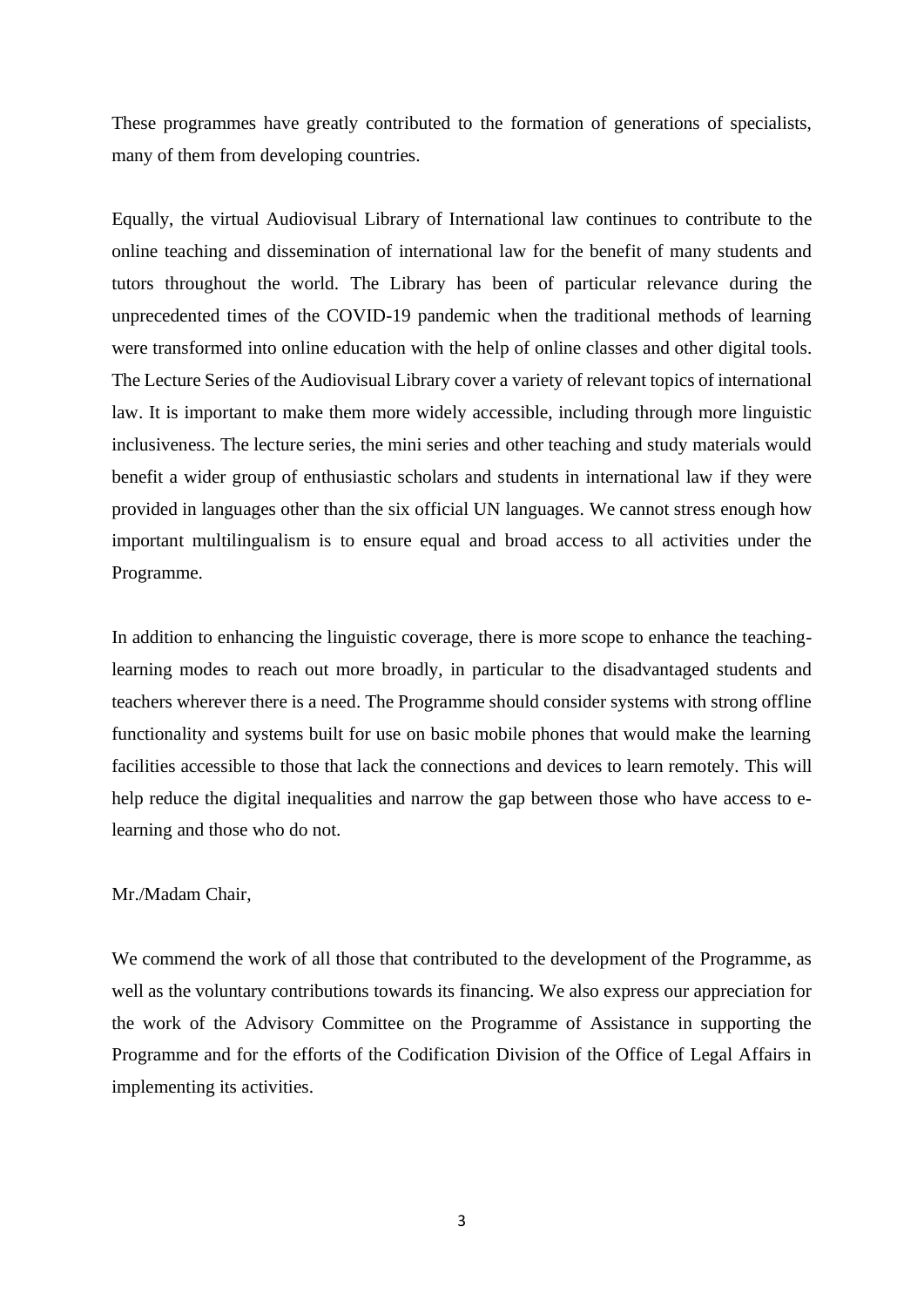These programmes have greatly contributed to the formation of generations of specialists, many of them from developing countries.

Equally, the virtual Audiovisual Library of International law continues to contribute to the online teaching and dissemination of international law for the benefit of many students and tutors throughout the world. The Library has been of particular relevance during the unprecedented times of the COVID-19 pandemic when the traditional methods of learning were transformed into online education with the help of online classes and other digital tools. The Lecture Series of the Audiovisual Library cover a variety of relevant topics of international law. It is important to make them more widely accessible, including through more linguistic inclusiveness. The lecture series, the mini series and other teaching and study materials would benefit a wider group of enthusiastic scholars and students in international law if they were provided in languages other than the six official UN languages. We cannot stress enough how important multilingualism is to ensure equal and broad access to all activities under the Programme.

In addition to enhancing the linguistic coverage, there is more scope to enhance the teaching-learning modes to reach out more broadly, in particular to the disadvantaged students and teachers wherever there is a need. The Programme should consider systems with strong offline functionality and systems built for use on basic mobile phones that would make the learning facilities accessible to those that lack the connections and devices to learn remotely. This will help reduce the digital inequalities and narrow the gap between those who have access to e-learning and those who do not.

Mr./Madam Chair,

We commend the work of all those that contributed to the development of the Programme, as well as the voluntary contributions towards its financing. We also express our appreciation for the work of the Advisory Committee on the Programme of Assistance in supporting the Programme and for the efforts of the Codification Division of the Office of Legal Affairs in implementing its activities.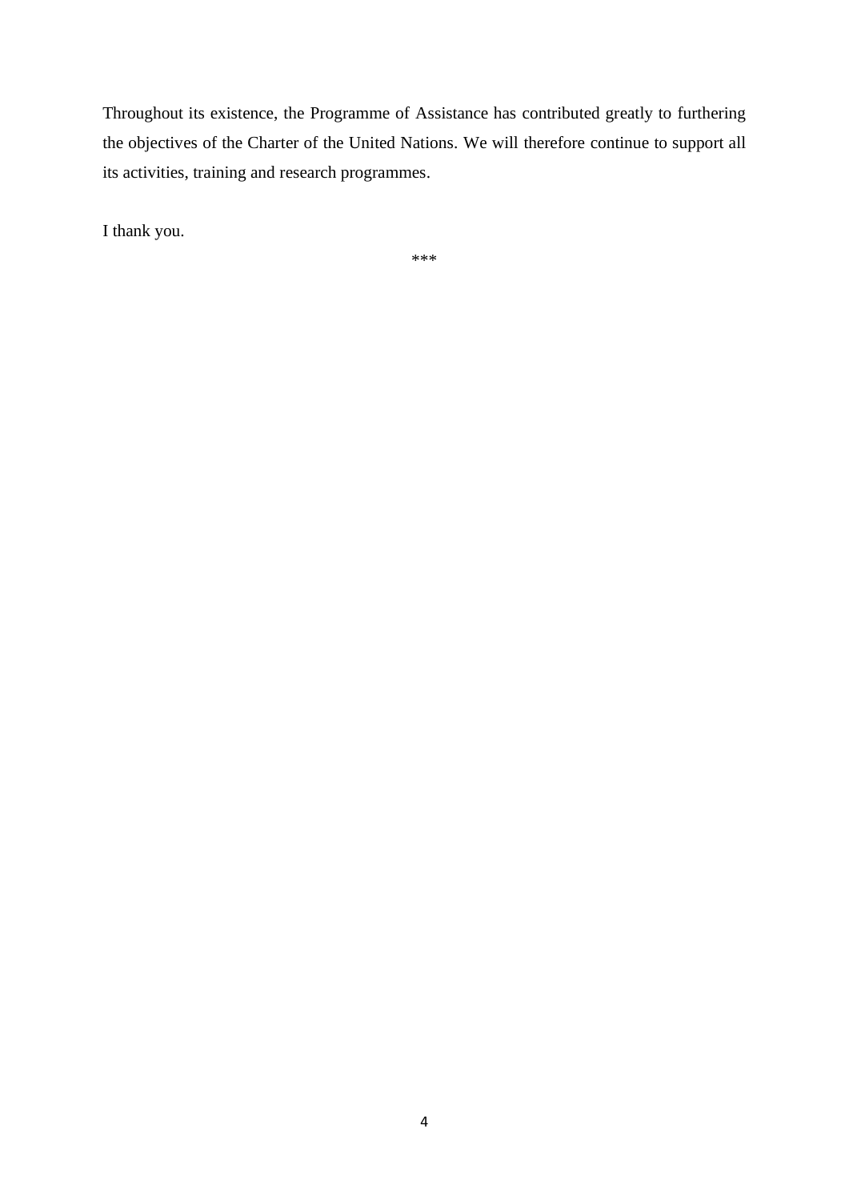Throughout its existence, the Programme of Assistance has contributed greatly to furthering the objectives of the Charter of the United Nations. We will therefore continue to support all its activities, training and research programmes.

I thank you.

***